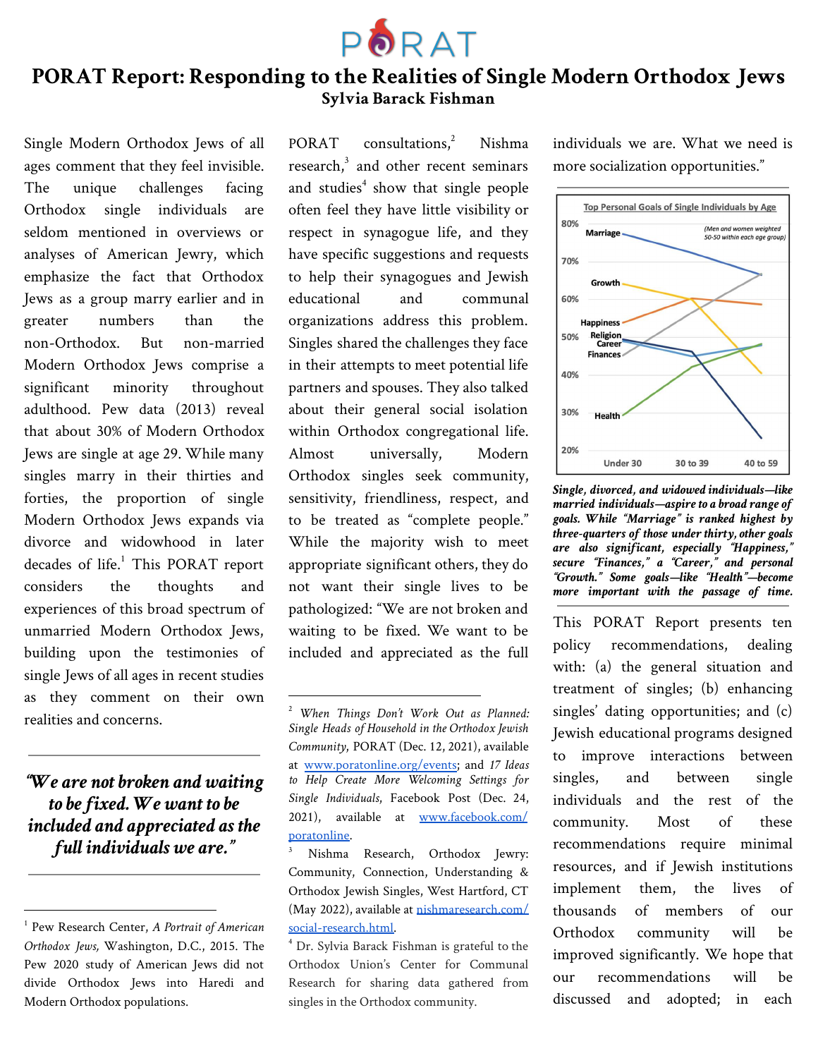# PORAT Report: Responding to the Realities of Single Modern Orthodox Jews

**Sylvia Barack Fishman**

Single Modern Orthodox Jews of all ages comment that they feel invisible. The unique challenges facing Orthodox single individuals are seldom mentioned in overviews or analyses of American Jewry, which emphasize the fact that Orthodox Jews as a group marry earlier and in greater numbers than the non-Orthodox. But non-married Modern Orthodox Jews comprise a significant minority throughout adulthood. Pew data (2013) reveal that about 30% of Modern Orthodox Jews are single at age 29. While many singles marry in their thirties and forties, the proportion of single Modern Orthodox Jews expands via divorce and widowhood in later decades of life.[1] This PORAT report considers the thoughts and experiences of this broad spectrum of unmarried Modern Orthodox Jews, building upon the testimonies of single Jews of all ages in recent studies as they comment on their own realities and concerns.

> ***"We are not broken and waiting to be fixed. We want to be included and appreciated as the full individuals we are."***

PORAT consultations,[2] Nishma research,[3] and other recent seminars and studies[4] show that single people often feel they have little visibility or respect in synagogue life, and they have specific suggestions and requests to help their synagogues and Jewish educational and communal organizations address this problem. Singles shared the challenges they face in their attempts to meet potential life partners and spouses. They also talked about their general social isolation within Orthodox congregational life. Almost universally, Modern Orthodox singles seek community, sensitivity, friendliness, respect, and to be treated as "complete people." While the majority wish to meet appropriate significant others, they do not want their single lives to be pathologized: "We are not broken and waiting to be fixed. We want to be included and appreciated as the full individuals we are. What we need is more socialization opportunities."

***Single, divorced, and widowed individuals—like married individuals—aspire to a broad range of goals. While "Marriage" is ranked highest by three-quarters of those under thirty, other goals are also significant, especially "Happiness," secure "Finances," a "Career," and personal "Growth." Some goals—like "Health"—become more important with the passage of time.***

This PORAT Report presents ten policy recommendations, dealing with: (a) the general situation and treatment of singles; (b) enhancing singles' dating opportunities; and (c) Jewish educational programs designed to improve interactions between singles, and between single individuals and the rest of the community. Most of these recommendations require minimal resources, and if Jewish institutions implement them, the lives of thousands of members of our Orthodox community will be improved significantly. We hope that our recommendations will be discussed and adopted; in each

---

[1] Pew Research Center, *A Portrait of American Orthodox Jews,* Washington, D.C., 2015. The Pew 2020 study of American Jews did not divide Orthodox Jews into Haredi and Modern Orthodox populations.

[2] *When Things Don't Work Out as Planned: Single Heads of Household in the Orthodox Jewish Community*, PORAT (Dec. 12, 2021), available at www.poratonline.org/events; and *17 Ideas to Help Create More Welcoming Settings for Single Individuals*, Facebook Post (Dec. 24, 2021), available at www.facebook.com/poratonline.

[3] Nishma Research, Orthodox Jewry: Community, Connection, Understanding & Orthodox Jewish Singles, West Hartford, CT (May 2022), available at nishmaresearch.com/social-research.html.

[4] Dr. Sylvia Barack Fishman is grateful to the Orthodox Union's Center for Communal Research for sharing data gathered from singles in the Orthodox community.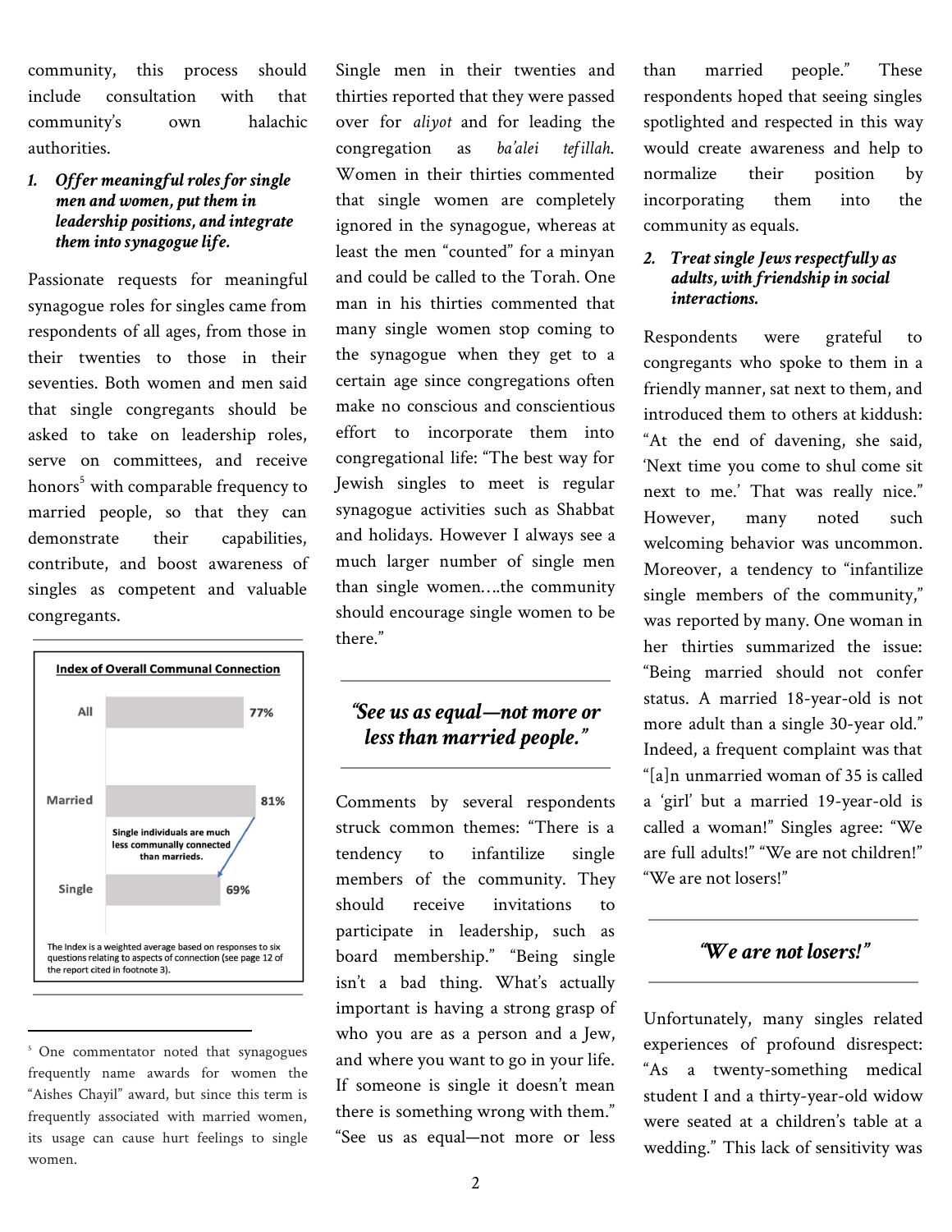community, this process should include consultation with that community's own halachic authorities.

1. ***Offer meaningful roles for single men and women, put them in leadership positions, and integrate them into synagogue life.***

Passionate requests for meaningful synagogue roles for singles came from respondents of all ages, from those in their twenties to those in their seventies. Both women and men said that single congregants should be asked to take on leadership roles, serve on committees, and receive honors[5] with comparable frequency to married people, so that they can demonstrate their capabilities, contribute, and boost awareness of singles as competent and valuable congregants.

**Index of Overall Communal Connection**

| Group | Index |
|---|---|
| All | 77% |
| Married | 81% |
| Single | 69% |

Single individuals are much less communally connected than marrieds.

The Index is a weighted average based on responses to six questions relating to aspects of connection (see page 12 of the report cited in footnote 3).

Single men in their twenties and thirties reported that they were passed over for *aliyot* and for leading the congregation as *ba'alei tefillah*. Women in their thirties commented that single women are completely ignored in the synagogue, whereas at least the men "counted" for a minyan and could be called to the Torah. One man in his thirties commented that many single women stop coming to the synagogue when they get to a certain age since congregations often make no conscious and conscientious effort to incorporate them into congregational life: "The best way for Jewish singles to meet is regular synagogue activities such as Shabbat and holidays. However I always see a much larger number of single men than single women….the community should encourage single women to be there."

> ***"See us as equal—not more or less than married people."***

Comments by several respondents struck common themes: "There is a tendency to infantilize single members of the community. They should receive invitations to participate in leadership, such as board membership." "Being single isn't a bad thing. What's actually important is having a strong grasp of who you are as a person and a Jew, and where you want to go in your life. If someone is single it doesn't mean there is something wrong with them." "See us as equal—not more or less than married people." These respondents hoped that seeing singles spotlighted and respected in this way would create awareness and help to normalize their position by incorporating them into the community as equals.

2. ***Treat single Jews respectfully as adults, with friendship in social interactions.***

Respondents were grateful to congregants who spoke to them in a friendly manner, sat next to them, and introduced them to others at kiddush: "At the end of davening, she said, 'Next time you come to shul come sit next to me.' That was really nice." However, many noted such welcoming behavior was uncommon. Moreover, a tendency to "infantilize single members of the community," was reported by many. One woman in her thirties summarized the issue: "Being married should not confer status. A married 18-year-old is not more adult than a single 30-year old." Indeed, a frequent complaint was that "[a]n unmarried woman of 35 is called a 'girl' but a married 19-year-old is called a woman!" Singles agree: "We are full adults!" "We are not children!" "We are not losers!"

> ***"We are not losers!"***

Unfortunately, many singles related experiences of profound disrespect: "As a twenty-something medical student I and a thirty-year-old widow were seated at a children's table at a wedding." This lack of sensitivity was

---

[5] One commentator noted that synagogues frequently name awards for women the "Aishes Chayil" award, but since this term is frequently associated with married women, its usage can cause hurt feelings to single women.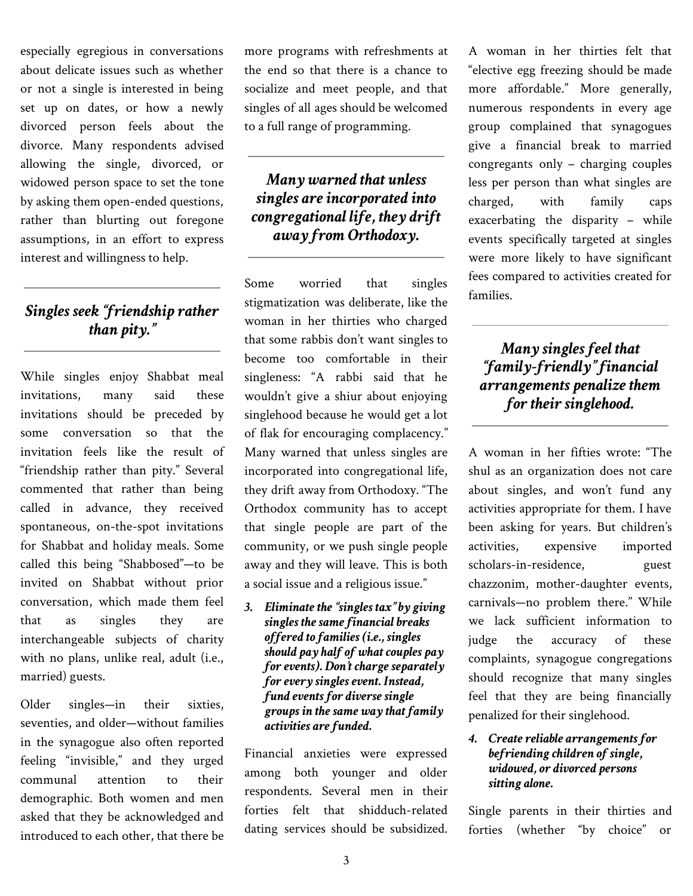especially egregious in conversations about delicate issues such as whether or not a single is interested in being set up on dates, or how a newly divorced person feels about the divorce. Many respondents advised allowing the single, divorced, or widowed person space to set the tone by asking them open-ended questions, rather than blurting out foregone assumptions, in an effort to express interest and willingness to help.

---

### *Singles seek "friendship rather than pity."*

---

While singles enjoy Shabbat meal invitations, many said these invitations should be preceded by some conversation so that the invitation feels like the result of "friendship rather than pity." Several commented that rather than being called in advance, they received spontaneous, on-the-spot invitations for Shabbat and holiday meals. Some called this being "Shabbosed"—to be invited on Shabbat without prior conversation, which made them feel that as singles they are interchangeable subjects of charity with no plans, unlike real, adult (i.e., married) guests.

Older singles—in their sixties, seventies, and older—without families in the synagogue also often reported feeling "invisible," and they urged communal attention to their demographic. Both women and men asked that they be acknowledged and introduced to each other, that there be more programs with refreshments at the end so that there is a chance to socialize and meet people, and that singles of all ages should be welcomed to a full range of programming.

---

### *Many warned that unless singles are incorporated into congregational life, they drift away from Orthodoxy.*

---

Some worried that singles stigmatization was deliberate, like the woman in her thirties who charged that some rabbis don't want singles to become too comfortable in their singleness: "A rabbi said that he wouldn't give a shiur about enjoying singlehood because he would get a lot of flak for encouraging complacency." Many warned that unless singles are incorporated into congregational life, they drift away from Orthodoxy. "The Orthodox community has to accept that single people are part of the community, or we push single people away and they will leave. This is both a social issue and a religious issue."

3. ***Eliminate the "singles tax" by giving singles the same financial breaks offered to families (i.e., singles should pay half of what couples pay for events). Don't charge separately for every singles event. Instead, fund events for diverse single groups in the same way that family activities are funded.***

Financial anxieties were expressed among both younger and older respondents. Several men in their forties felt that shidduch-related dating services should be subsidized. A woman in her thirties felt that "elective egg freezing should be made more affordable." More generally, numerous respondents in every age group complained that synagogues give a financial break to married congregants only – charging couples less per person than what singles are charged, with family caps exacerbating the disparity – while events specifically targeted at singles were more likely to have significant fees compared to activities created for families.

---

### *Many singles feel that "family-friendly" financial arrangements penalize them for their singlehood.*

---

A woman in her fifties wrote: "The shul as an organization does not care about singles, and won't fund any activities appropriate for them. I have been asking for years. But children's activities, expensive imported scholars-in-residence, guest chazzonim, mother-daughter events, carnivals—no problem there." While we lack sufficient information to judge the accuracy of these complaints, synagogue congregations should recognize that many singles feel that they are being financially penalized for their singlehood.

4. ***Create reliable arrangements for befriending children of single, widowed, or divorced persons sitting alone.***

Single parents in their thirties and forties (whether "by choice" or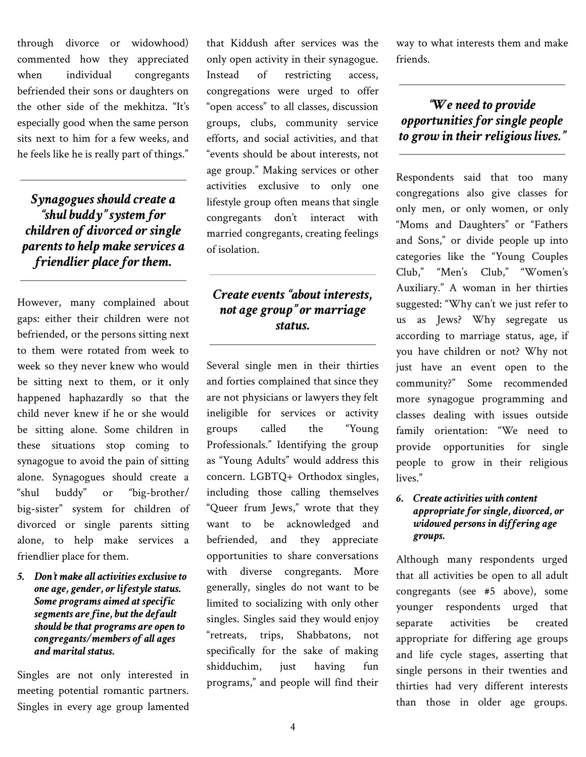through divorce or widowhood) commented how they appreciated when individual congregants befriended their sons or daughters on the other side of the mekhitza. "It's especially good when the same person sits next to him for a few weeks, and he feels like he is really part of things."

> ***Synagogues should create a "shul buddy" system for children of divorced or single parents to help make services a friendlier place for them.***

However, many complained about gaps: either their children were not befriended, or the persons sitting next to them were rotated from week to week so they never knew who would be sitting next to them, or it only happened haphazardly so that the child never knew if he or she would be sitting alone. Some children in these situations stop coming to synagogue to avoid the pain of sitting alone. Synagogues should create a "shul buddy" or "big-brother/ big-sister" system for children of divorced or single parents sitting alone, to help make services a friendlier place for them.

5. ***Don't make all activities exclusive to one age, gender, or lifestyle status. Some programs aimed at specific segments are fine, but the default should be that programs are open to congregants/members of all ages and marital status.***

Singles are not only interested in meeting potential romantic partners. Singles in every age group lamented that Kiddush after services was the only open activity in their synagogue. Instead of restricting access, congregations were urged to offer "open access" to all classes, discussion groups, clubs, community service efforts, and social activities, and that "events should be about interests, not age group." Making services or other activities exclusive to only one lifestyle group often means that single congregants don't interact with married congregants, creating feelings of isolation.

> ***Create events "about interests, not age group" or marriage status.***

Several single men in their thirties and forties complained that since they are not physicians or lawyers they felt ineligible for services or activity groups called the "Young Professionals." Identifying the group as "Young Adults" would address this concern. LGBTQ+ Orthodox singles, including those calling themselves "Queer frum Jews," wrote that they want to be acknowledged and befriended, and they appreciate opportunities to share conversations with diverse congregants. More generally, singles do not want to be limited to socializing with only other singles. Singles said they would enjoy "retreats, trips, Shabbatons, not specifically for the sake of making shidduchim, just having fun programs," and people will find their way to what interests them and make friends.

> ***"We need to provide opportunities for single people to grow in their religious lives."***

Respondents said that too many congregations also give classes for only men, or only women, or only "Moms and Daughters" or "Fathers and Sons," or divide people up into categories like the "Young Couples Club," "Men's Club," "Women's Auxiliary." A woman in her thirties suggested: "Why can't we just refer to us as Jews? Why segregate us according to marriage status, age, if you have children or not? Why not just have an event open to the community?" Some recommended more synagogue programming and classes dealing with issues outside family orientation: "We need to provide opportunities for single people to grow in their religious lives."

6. ***Create activities with content appropriate for single, divorced, or widowed persons in differing age groups.***

Although many respondents urged that all activities be open to all adult congregants (see #5 above), some younger respondents urged that separate activities be created appropriate for differing age groups and life cycle stages, asserting that single persons in their twenties and thirties had very different interests than those in older age groups.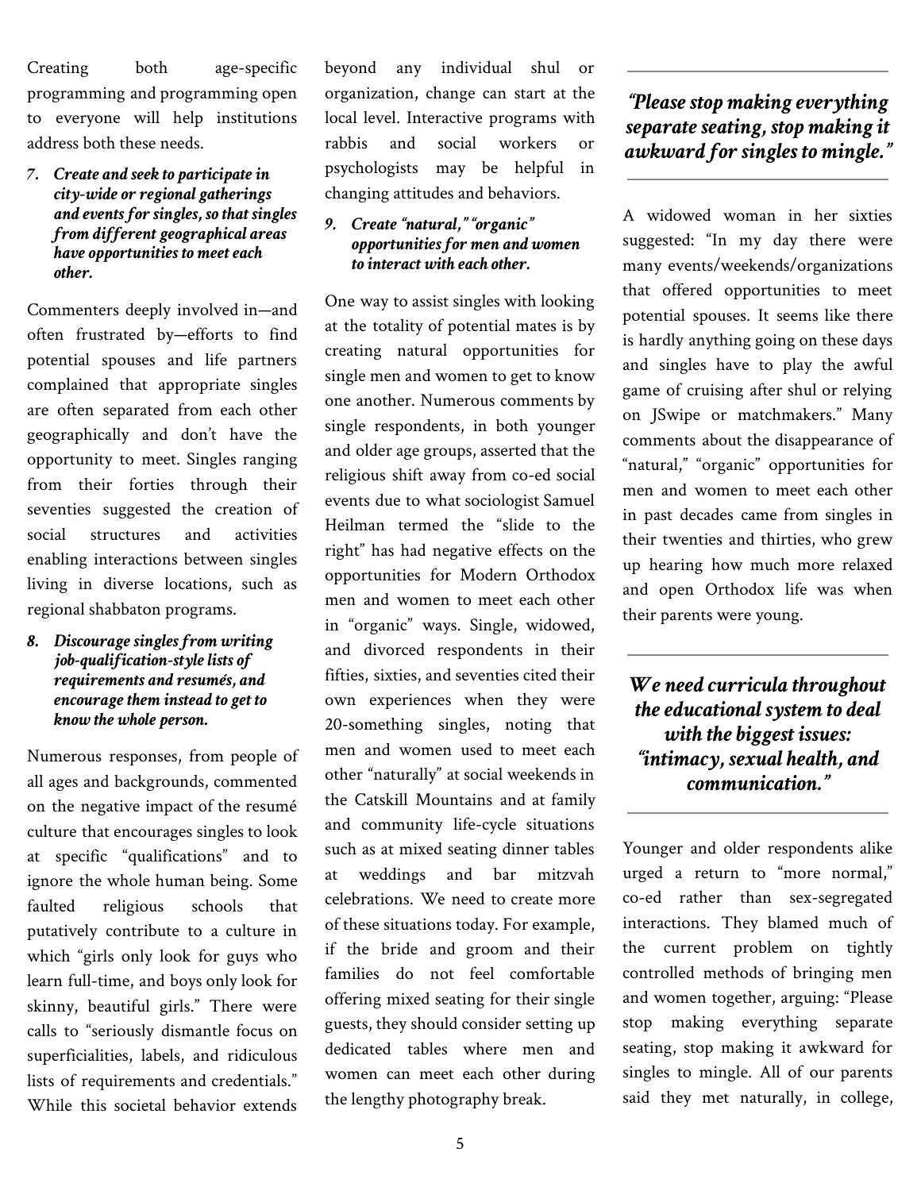Creating both age-specific programming and programming open to everyone will help institutions address both these needs.

7. ***Create and seek to participate in city-wide or regional gatherings and events for singles, so that singles from different geographical areas have opportunities to meet each other.***

Commenters deeply involved in—and often frustrated by—efforts to find potential spouses and life partners complained that appropriate singles are often separated from each other geographically and don't have the opportunity to meet. Singles ranging from their forties through their seventies suggested the creation of social structures and activities enabling interactions between singles living in diverse locations, such as regional shabbaton programs.

8. ***Discourage singles from writing job-qualification-style lists of requirements and resumés, and encourage them instead to get to know the whole person.***

Numerous responses, from people of all ages and backgrounds, commented on the negative impact of the resumé culture that encourages singles to look at specific "qualifications" and to ignore the whole human being. Some faulted religious schools that putatively contribute to a culture in which "girls only look for guys who learn full-time, and boys only look for skinny, beautiful girls." There were calls to "seriously dismantle focus on superficialities, labels, and ridiculous lists of requirements and credentials." While this societal behavior extends beyond any individual shul or organization, change can start at the local level. Interactive programs with rabbis and social workers or psychologists may be helpful in changing attitudes and behaviors.

9. ***Create "natural," "organic" opportunities for men and women to interact with each other.***

One way to assist singles with looking at the totality of potential mates is by creating natural opportunities for single men and women to get to know one another. Numerous comments by single respondents, in both younger and older age groups, asserted that the religious shift away from co-ed social events due to what sociologist Samuel Heilman termed the "slide to the right" has had negative effects on the opportunities for Modern Orthodox men and women to meet each other in "organic" ways. Single, widowed, and divorced respondents in their fifties, sixties, and seventies cited their own experiences when they were 20-something singles, noting that men and women used to meet each other "naturally" at social weekends in the Catskill Mountains and at family and community life-cycle situations such as at mixed seating dinner tables at weddings and bar mitzvah celebrations. We need to create more of these situations today. For example, if the bride and groom and their families do not feel comfortable offering mixed seating for their single guests, they should consider setting up dedicated tables where men and women can meet each other during the lengthy photography break.

---

***"Please stop making everything separate seating, stop making it awkward for singles to mingle."***

---

A widowed woman in her sixties suggested: "In my day there were many events/weekends/organizations that offered opportunities to meet potential spouses. It seems like there is hardly anything going on these days and singles have to play the awful game of cruising after shul or relying on JSwipe or matchmakers." Many comments about the disappearance of "natural," "organic" opportunities for men and women to meet each other in past decades came from singles in their twenties and thirties, who grew up hearing how much more relaxed and open Orthodox life was when their parents were young.

---

***We need curricula throughout the educational system to deal with the biggest issues: "intimacy, sexual health, and communication."***

---

Younger and older respondents alike urged a return to "more normal," co-ed rather than sex-segregated interactions. They blamed much of the current problem on tightly controlled methods of bringing men and women together, arguing: "Please stop making everything separate seating, stop making it awkward for singles to mingle. All of our parents said they met naturally, in college,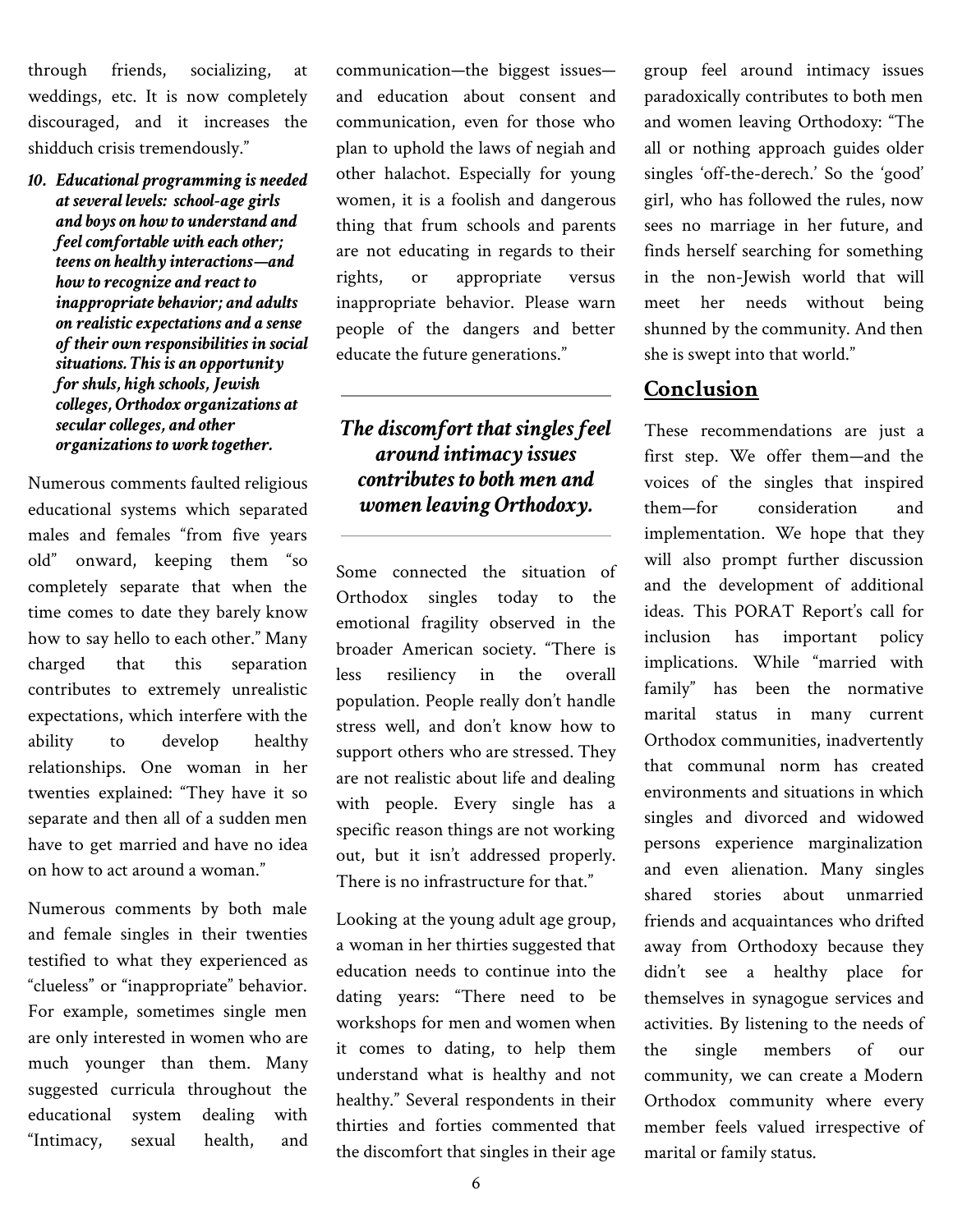through friends, socializing, at weddings, etc. It is now completely discouraged, and it increases the shidduch crisis tremendously."

10. ***Educational programming is needed at several levels: school-age girls and boys on how to understand and feel comfortable with each other; teens on healthy interactions—and how to recognize and react to inappropriate behavior; and adults on realistic expectations and a sense of their own responsibilities in social situations. This is an opportunity for shuls, high schools, Jewish colleges, Orthodox organizations at secular colleges, and other organizations to work together.***

Numerous comments faulted religious educational systems which separated males and females "from five years old" onward, keeping them "so completely separate that when the time comes to date they barely know how to say hello to each other." Many charged that this separation contributes to extremely unrealistic expectations, which interfere with the ability to develop healthy relationships. One woman in her twenties explained: "They have it so separate and then all of a sudden men have to get married and have no idea on how to act around a woman."

Numerous comments by both male and female singles in their twenties testified to what they experienced as "clueless" or "inappropriate" behavior. For example, sometimes single men are only interested in women who are much younger than them. Many suggested curricula throughout the educational system dealing with "Intimacy, sexual health, and communication—the biggest issues—and education about consent and communication, even for those who plan to uphold the laws of negiah and other halachot. Especially for young women, it is a foolish and dangerous thing that frum schools and parents are not educating in regards to their rights, or appropriate versus inappropriate behavior. Please warn people of the dangers and better educate the future generations."

***The discomfort that singles feel around intimacy issues contributes to both men and women leaving Orthodoxy.***

Some connected the situation of Orthodox singles today to the emotional fragility observed in the broader American society. "There is less resiliency in the overall population. People really don't handle stress well, and don't know how to support others who are stressed. They are not realistic about life and dealing with people. Every single has a specific reason things are not working out, but it isn't addressed properly. There is no infrastructure for that."

Looking at the young adult age group, a woman in her thirties suggested that education needs to continue into the dating years: "There need to be workshops for men and women when it comes to dating, to help them understand what is healthy and not healthy." Several respondents in their thirties and forties commented that the discomfort that singles in their age group feel around intimacy issues paradoxically contributes to both men and women leaving Orthodoxy: "The all or nothing approach guides older singles 'off-the-derech.' So the 'good' girl, who has followed the rules, now sees no marriage in her future, and finds herself searching for something in the non-Jewish world that will meet her needs without being shunned by the community. And then she is swept into that world."

## Conclusion

These recommendations are just a first step. We offer them—and the voices of the singles that inspired them—for consideration and implementation. We hope that they will also prompt further discussion and the development of additional ideas. This PORAT Report's call for inclusion has important policy implications. While "married with family" has been the normative marital status in many current Orthodox communities, inadvertently that communal norm has created environments and situations in which singles and divorced and widowed persons experience marginalization and even alienation. Many singles shared stories about unmarried friends and acquaintances who drifted away from Orthodoxy because they didn't see a healthy place for themselves in synagogue services and activities. By listening to the needs of the single members of our community, we can create a Modern Orthodox community where every member feels valued irrespective of marital or family status.